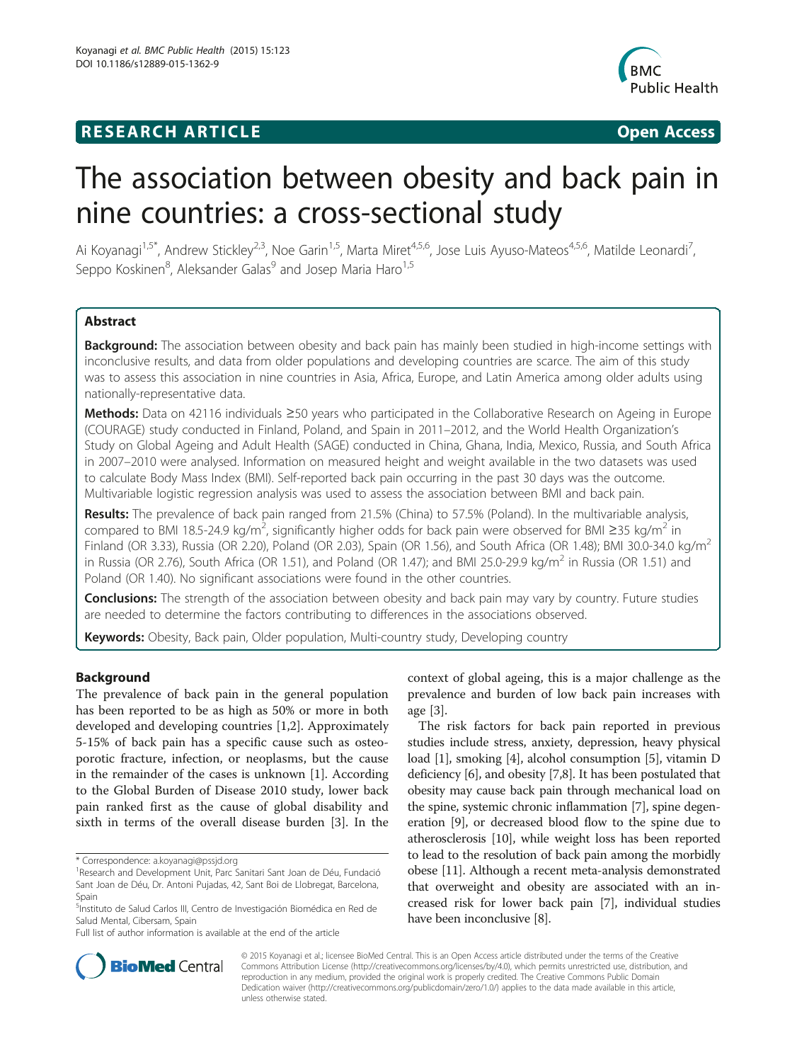RESEARCH ARTICLE

Open Access

# The association between obesity and back pain in nine countries: a cross-sectional study

Ai Koyanagi[1,5*], Andrew Stickley[2,3], Noe Garin[1,5], Marta Miret[4,5,6], Jose Luis Ayuso-Mateos[4,5,6], Matilde Leonardi[7], Seppo Koskinen[8], Aleksander Galas[9] and Josep Maria Haro[1,5]

## Abstract

**Background:** The association between obesity and back pain has mainly been studied in high-income settings with inconclusive results, and data from older populations and developing countries are scarce. The aim of this study was to assess this association in nine countries in Asia, Africa, Europe, and Latin America among older adults using nationally-representative data.

**Methods:** Data on 42116 individuals ≥50 years who participated in the Collaborative Research on Ageing in Europe (COURAGE) study conducted in Finland, Poland, and Spain in 2011–2012, and the World Health Organization's Study on Global Ageing and Adult Health (SAGE) conducted in China, Ghana, India, Mexico, Russia, and South Africa in 2007–2010 were analysed. Information on measured height and weight available in the two datasets was used to calculate Body Mass Index (BMI). Self-reported back pain occurring in the past 30 days was the outcome. Multivariable logistic regression analysis was used to assess the association between BMI and back pain.

**Results:** The prevalence of back pain ranged from 21.5% (China) to 57.5% (Poland). In the multivariable analysis, compared to BMI 18.5-24.9 kg/m$^2$, significantly higher odds for back pain were observed for BMI ≥35 kg/m$^2$ in Finland (OR 3.33), Russia (OR 2.20), Poland (OR 2.03), Spain (OR 1.56), and South Africa (OR 1.48); BMI 30.0-34.0 kg/m$^2$ in Russia (OR 2.76), South Africa (OR 1.51), and Poland (OR 1.47); and BMI 25.0-29.9 kg/m$^2$ in Russia (OR 1.51) and Poland (OR 1.40). No significant associations were found in the other countries.

**Conclusions:** The strength of the association between obesity and back pain may vary by country. Future studies are needed to determine the factors contributing to differences in the associations observed.

**Keywords:** Obesity, Back pain, Older population, Multi-country study, Developing country

## Background

The prevalence of back pain in the general population has been reported to be as high as 50% or more in both developed and developing countries [1,2]. Approximately 5-15% of back pain has a specific cause such as osteoporotic fracture, infection, or neoplasms, but the cause in the remainder of the cases is unknown [1]. According to the Global Burden of Disease 2010 study, lower back pain ranked first as the cause of global disability and sixth in terms of the overall disease burden [3]. In the context of global ageing, this is a major challenge as the prevalence and burden of low back pain increases with age [3].

The risk factors for back pain reported in previous studies include stress, anxiety, depression, heavy physical load [1], smoking [4], alcohol consumption [5], vitamin D deficiency [6], and obesity [7,8]. It has been postulated that obesity may cause back pain through mechanical load on the spine, systemic chronic inflammation [7], spine degeneration [9], or decreased blood flow to the spine due to atherosclerosis [10], while weight loss has been reported to lead to the resolution of back pain among the morbidly obese [11]. Although a recent meta-analysis demonstrated that overweight and obesity are associated with an increased risk for lower back pain [7], individual studies have been inconclusive [8].

\* Correspondence: a.koyanagi@pssjd.org
[1]Research and Development Unit, Parc Sanitari Sant Joan de Déu, Fundació Sant Joan de Déu, Dr. Antoni Pujadas, 42, Sant Boi de Llobregat, Barcelona, Spain
[5]Instituto de Salud Carlos III, Centro de Investigación Biomédica en Red de Salud Mental, Cibersam, Spain
Full list of author information is available at the end of the article

© 2015 Koyanagi et al.; licensee BioMed Central. This is an Open Access article distributed under the terms of the Creative Commons Attribution License (http://creativecommons.org/licenses/by/4.0), which permits unrestricted use, distribution, and reproduction in any medium, provided the original work is properly credited. The Creative Commons Public Domain Dedication waiver (http://creativecommons.org/publicdomain/zero/1.0/) applies to the data made available in this article, unless otherwise stated.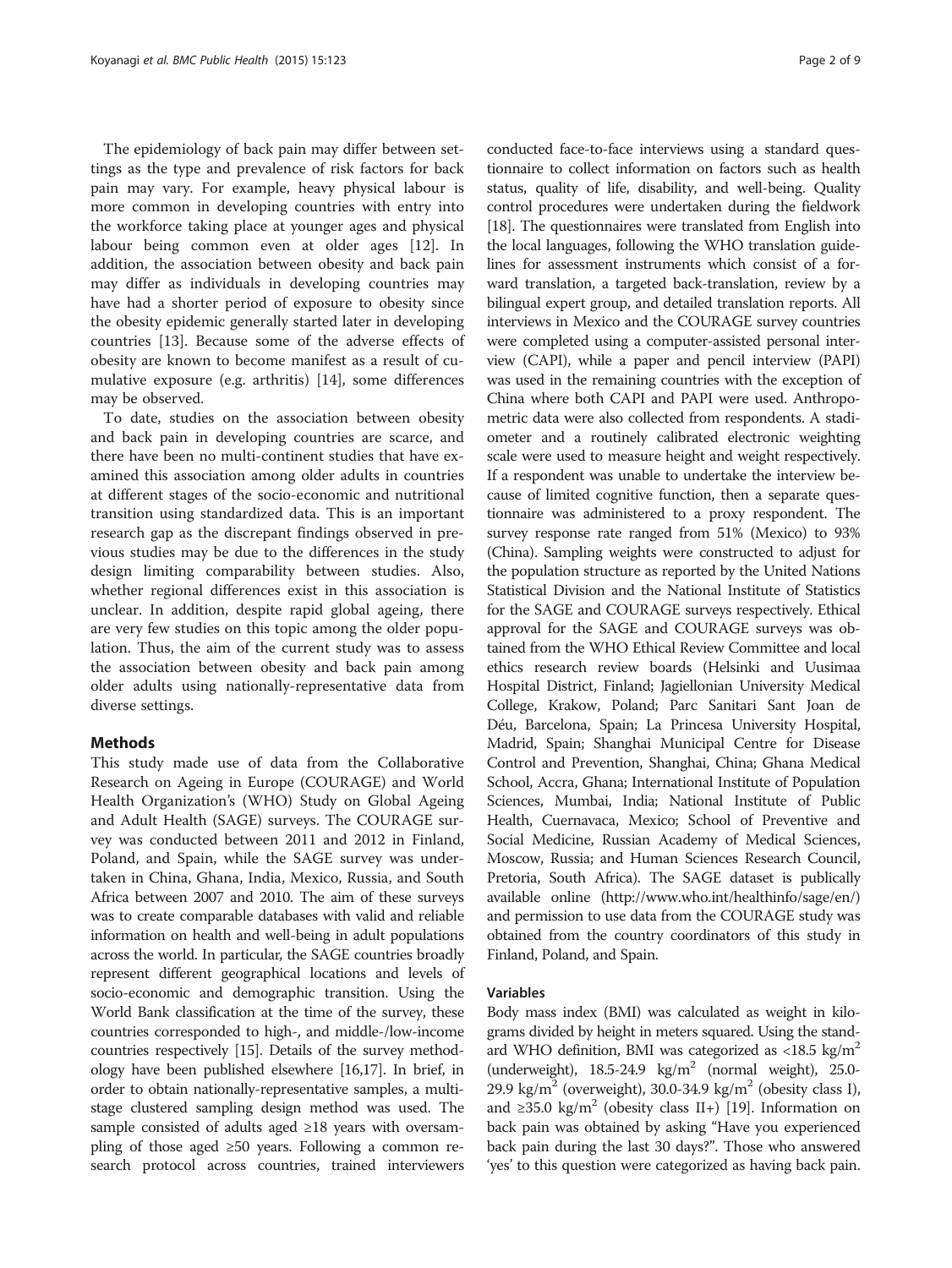The epidemiology of back pain may differ between settings as the type and prevalence of risk factors for back pain may vary. For example, heavy physical labour is more common in developing countries with entry into the workforce taking place at younger ages and physical labour being common even at older ages [12]. In addition, the association between obesity and back pain may differ as individuals in developing countries may have had a shorter period of exposure to obesity since the obesity epidemic generally started later in developing countries [13]. Because some of the adverse effects of obesity are known to become manifest as a result of cumulative exposure (e.g. arthritis) [14], some differences may be observed.

To date, studies on the association between obesity and back pain in developing countries are scarce, and there have been no multi-continent studies that have examined this association among older adults in countries at different stages of the socio-economic and nutritional transition using standardized data. This is an important research gap as the discrepant findings observed in previous studies may be due to the differences in the study design limiting comparability between studies. Also, whether regional differences exist in this association is unclear. In addition, despite rapid global ageing, there are very few studies on this topic among the older population. Thus, the aim of the current study was to assess the association between obesity and back pain among older adults using nationally-representative data from diverse settings.

## Methods

This study made use of data from the Collaborative Research on Ageing in Europe (COURAGE) and World Health Organization's (WHO) Study on Global Ageing and Adult Health (SAGE) surveys. The COURAGE survey was conducted between 2011 and 2012 in Finland, Poland, and Spain, while the SAGE survey was undertaken in China, Ghana, India, Mexico, Russia, and South Africa between 2007 and 2010. The aim of these surveys was to create comparable databases with valid and reliable information on health and well-being in adult populations across the world. In particular, the SAGE countries broadly represent different geographical locations and levels of socio-economic and demographic transition. Using the World Bank classification at the time of the survey, these countries corresponded to high-, and middle-/low-income countries respectively [15]. Details of the survey methodology have been published elsewhere [16,17]. In brief, in order to obtain nationally-representative samples, a multistage clustered sampling design method was used. The sample consisted of adults aged ≥18 years with oversampling of those aged ≥50 years. Following a common research protocol across countries, trained interviewers conducted face-to-face interviews using a standard questionnaire to collect information on factors such as health status, quality of life, disability, and well-being. Quality control procedures were undertaken during the fieldwork [18]. The questionnaires were translated from English into the local languages, following the WHO translation guidelines for assessment instruments which consist of a forward translation, a targeted back-translation, review by a bilingual expert group, and detailed translation reports. All interviews in Mexico and the COURAGE survey countries were completed using a computer-assisted personal interview (CAPI), while a paper and pencil interview (PAPI) was used in the remaining countries with the exception of China where both CAPI and PAPI were used. Anthropometric data were also collected from respondents. A stadiometer and a routinely calibrated electronic weighting scale were used to measure height and weight respectively. If a respondent was unable to undertake the interview because of limited cognitive function, then a separate questionnaire was administered to a proxy respondent. The survey response rate ranged from 51% (Mexico) to 93% (China). Sampling weights were constructed to adjust for the population structure as reported by the United Nations Statistical Division and the National Institute of Statistics for the SAGE and COURAGE surveys respectively. Ethical approval for the SAGE and COURAGE surveys was obtained from the WHO Ethical Review Committee and local ethics research review boards (Helsinki and Uusimaa Hospital District, Finland; Jagiellonian University Medical College, Krakow, Poland; Parc Sanitari Sant Joan de Déu, Barcelona, Spain; La Princesa University Hospital, Madrid, Spain; Shanghai Municipal Centre for Disease Control and Prevention, Shanghai, China; Ghana Medical School, Accra, Ghana; International Institute of Population Sciences, Mumbai, India; National Institute of Public Health, Cuernavaca, Mexico; School of Preventive and Social Medicine, Russian Academy of Medical Sciences, Moscow, Russia; and Human Sciences Research Council, Pretoria, South Africa). The SAGE dataset is publically available online (http://www.who.int/healthinfo/sage/en/) and permission to use data from the COURAGE study was obtained from the country coordinators of this study in Finland, Poland, and Spain.

### Variables

Body mass index (BMI) was calculated as weight in kilograms divided by height in meters squared. Using the standard WHO definition, BMI was categorized as <18.5 $kg/m^2$ (underweight), 18.5-24.9 $kg/m^2$ (normal weight), 25.0-29.9 $kg/m^2$ (overweight), 30.0-34.9 $kg/m^2$ (obesity class I), and ≥35.0 $kg/m^2$ (obesity class II+) [19]. Information on back pain was obtained by asking "Have you experienced back pain during the last 30 days?". Those who answered 'yes' to this question were categorized as having back pain.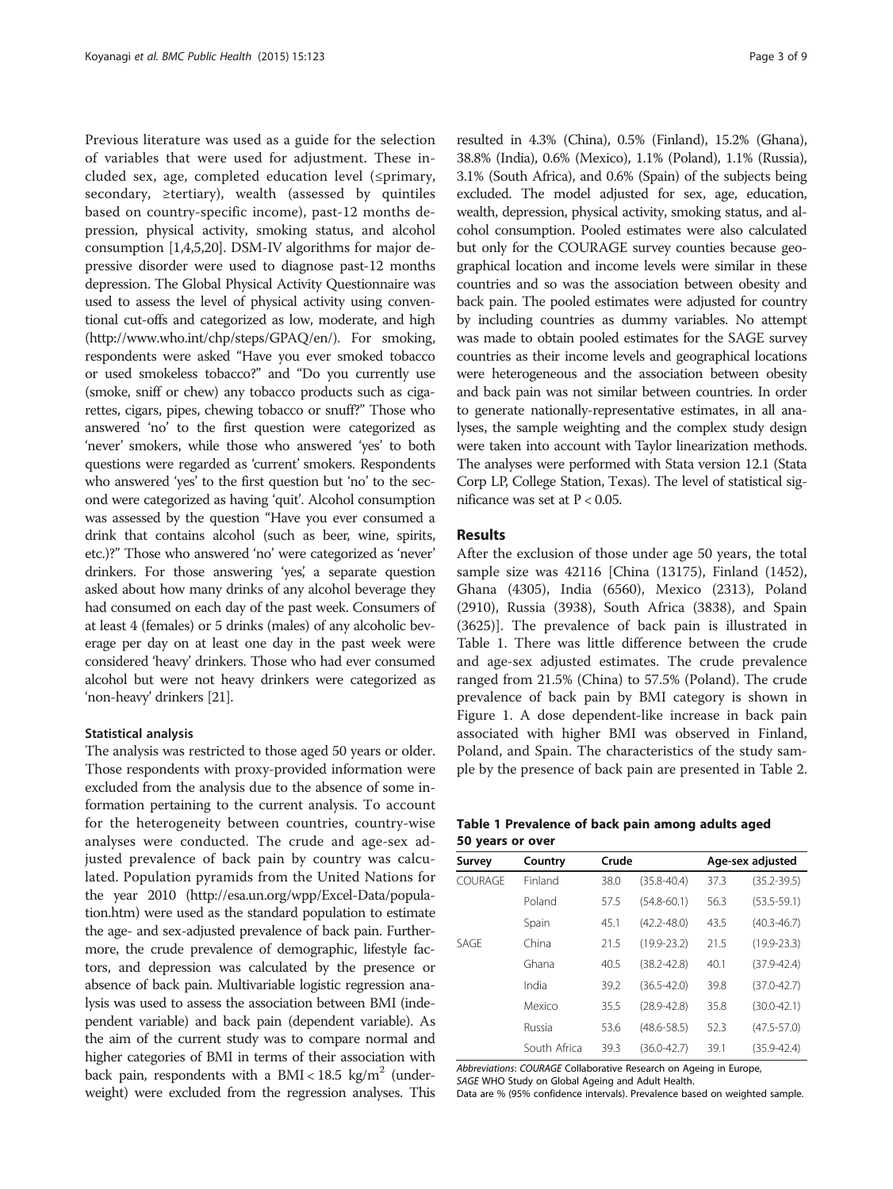Previous literature was used as a guide for the selection of variables that were used for adjustment. These included sex, age, completed education level (≤primary, secondary, ≥tertiary), wealth (assessed by quintiles based on country-specific income), past-12 months depression, physical activity, smoking status, and alcohol consumption [1,4,5,20]. DSM-IV algorithms for major depressive disorder were used to diagnose past-12 months depression. The Global Physical Activity Questionnaire was used to assess the level of physical activity using conventional cut-offs and categorized as low, moderate, and high (http://www.who.int/chp/steps/GPAQ/en/). For smoking, respondents were asked "Have you ever smoked tobacco or used smokeless tobacco?" and "Do you currently use (smoke, sniff or chew) any tobacco products such as cigarettes, cigars, pipes, chewing tobacco or snuff?" Those who answered 'no' to the first question were categorized as 'never' smokers, while those who answered 'yes' to both questions were regarded as 'current' smokers. Respondents who answered 'yes' to the first question but 'no' to the second were categorized as having 'quit'. Alcohol consumption was assessed by the question "Have you ever consumed a drink that contains alcohol (such as beer, wine, spirits, etc.)?" Those who answered 'no' were categorized as 'never' drinkers. For those answering 'yes', a separate question asked about how many drinks of any alcohol beverage they had consumed on each day of the past week. Consumers of at least 4 (females) or 5 drinks (males) of any alcoholic beverage per day on at least one day in the past week were considered 'heavy' drinkers. Those who had ever consumed alcohol but were not heavy drinkers were categorized as 'non-heavy' drinkers [21].

### Statistical analysis

The analysis was restricted to those aged 50 years or older. Those respondents with proxy-provided information were excluded from the analysis due to the absence of some information pertaining to the current analysis. To account for the heterogeneity between countries, country-wise analyses were conducted. The crude and age-sex adjusted prevalence of back pain by country was calculated. Population pyramids from the United Nations for the year 2010 (http://esa.un.org/wpp/Excel-Data/population.htm) were used as the standard population to estimate the age- and sex-adjusted prevalence of back pain. Furthermore, the crude prevalence of demographic, lifestyle factors, and depression was calculated by the presence or absence of back pain. Multivariable logistic regression analysis was used to assess the association between BMI (independent variable) and back pain (dependent variable). As the aim of the current study was to compare normal and higher categories of BMI in terms of their association with back pain, respondents with a BMI < 18.5 kg/m$^2$ (underweight) were excluded from the regression analyses. This resulted in 4.3% (China), 0.5% (Finland), 15.2% (Ghana), 38.8% (India), 0.6% (Mexico), 1.1% (Poland), 1.1% (Russia), 3.1% (South Africa), and 0.6% (Spain) of the subjects being excluded. The model adjusted for sex, age, education, wealth, depression, physical activity, smoking status, and alcohol consumption. Pooled estimates were also calculated but only for the COURAGE survey counties because geographical location and income levels were similar in these countries and so was the association between obesity and back pain. The pooled estimates were adjusted for country by including countries as dummy variables. No attempt was made to obtain pooled estimates for the SAGE survey countries as their income levels and geographical locations were heterogeneous and the association between obesity and back pain was not similar between countries. In order to generate nationally-representative estimates, in all analyses, the sample weighting and the complex study design were taken into account with Taylor linearization methods. The analyses were performed with Stata version 12.1 (Stata Corp LP, College Station, Texas). The level of statistical significance was set at $P < 0.05$.

## Results

After the exclusion of those under age 50 years, the total sample size was 42116 [China (13175), Finland (1452), Ghana (4305), India (6560), Mexico (2313), Poland (2910), Russia (3938), South Africa (3838), and Spain (3625)]. The prevalence of back pain is illustrated in Table 1. There was little difference between the crude and age-sex adjusted estimates. The crude prevalence ranged from 21.5% (China) to 57.5% (Poland). The crude prevalence of back pain by BMI category is shown in Figure 1. A dose dependent-like increase in back pain associated with higher BMI was observed in Finland, Poland, and Spain. The characteristics of the study sample by the presence of back pain are presented in Table 2.

**Table 1 Prevalence of back pain among adults aged 50 years or over**

| Survey | Country | Crude | | Age-sex adjusted | |
|---|---|---|---|---|---|
| COURAGE | Finland | 38.0 | (35.8-40.4) | 37.3 | (35.2-39.5) |
| | Poland | 57.5 | (54.8-60.1) | 56.3 | (53.5-59.1) |
| | Spain | 45.1 | (42.2-48.0) | 43.5 | (40.3-46.7) |
| SAGE | China | 21.5 | (19.9-23.2) | 21.5 | (19.9-23.3) |
| | Ghana | 40.5 | (38.2-42.8) | 40.1 | (37.9-42.4) |
| | India | 39.2 | (36.5-42.0) | 39.8 | (37.0-42.7) |
| | Mexico | 35.5 | (28.9-42.8) | 35.8 | (30.0-42.1) |
| | Russia | 53.6 | (48.6-58.5) | 52.3 | (47.5-57.0) |
| | South Africa | 39.3 | (36.0-42.7) | 39.1 | (35.9-42.4) |

*Abbreviations*: *COURAGE* Collaborative Research on Ageing in Europe, *SAGE* WHO Study on Global Ageing and Adult Health.
Data are % (95% confidence intervals). Prevalence based on weighted sample.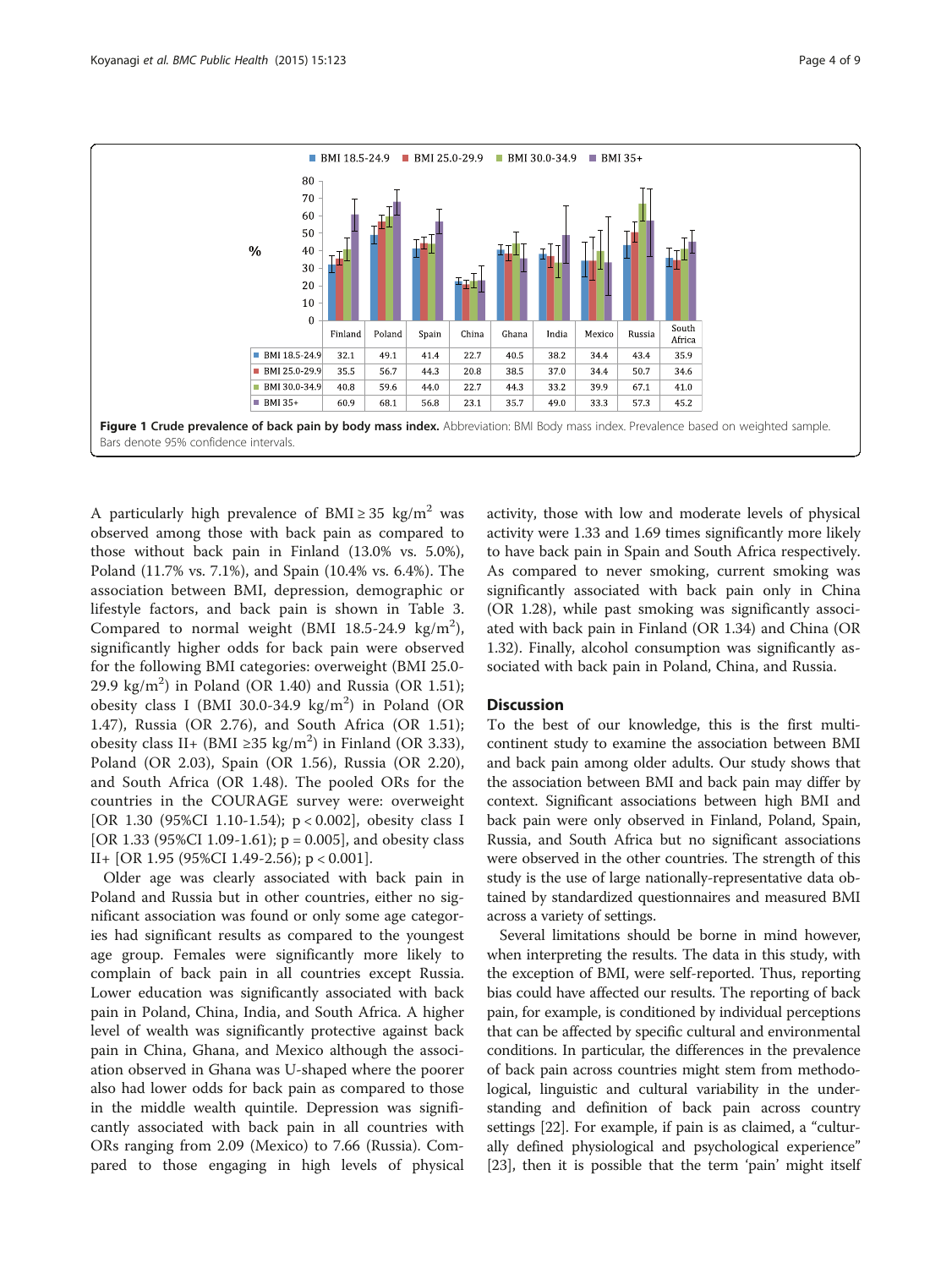BMI 18.5-24.9 | BMI 25.0-29.9 | BMI 30.0-34.9 | BMI 35+

%

80
70
60
50
40
30
20
10
0

| | Finland | Poland | Spain | China | Ghana | India | Mexico | Russia | South Africa |
|---|---|---|---|---|---|---|---|---|---|
| BMI 18.5-24.9 | 32.1 | 49.1 | 41.4 | 22.7 | 40.5 | 38.2 | 34.4 | 43.4 | 35.9 |
| BMI 25.0-29.9 | 35.5 | 56.7 | 44.3 | 20.8 | 38.5 | 37.0 | 34.4 | 50.7 | 34.6 |
| BMI 30.0-34.9 | 40.8 | 59.6 | 44.0 | 22.7 | 44.3 | 33.2 | 39.9 | 67.1 | 41.0 |
| BMI 35+ | 60.9 | 68.1 | 56.8 | 23.1 | 35.7 | 49.0 | 33.3 | 57.3 | 45.2 |

**Figure 1 Crude prevalence of back pain by body mass index.** Abbreviation: BMI Body mass index. Prevalence based on weighted sample. Bars denote 95% confidence intervals.

A particularly high prevalence of BMI ≥ 35 $kg/m^2$ was observed among those with back pain as compared to those without back pain in Finland (13.0% vs. 5.0%), Poland (11.7% vs. 7.1%), and Spain (10.4% vs. 6.4%). The association between BMI, depression, demographic or lifestyle factors, and back pain is shown in Table 3. Compared to normal weight (BMI 18.5-24.9 $kg/m^2$), significantly higher odds for back pain were observed for the following BMI categories: overweight (BMI 25.0-29.9 $kg/m^2$) in Poland (OR 1.40) and Russia (OR 1.51); obesity class I (BMI 30.0-34.9 $kg/m^2$) in Poland (OR 1.47), Russia (OR 2.76), and South Africa (OR 1.51); obesity class II+ (BMI ≥35 $kg/m^2$) in Finland (OR 3.33), Poland (OR 2.03), Spain (OR 1.56), Russia (OR 2.20), and South Africa (OR 1.48). The pooled ORs for the countries in the COURAGE survey were: overweight [OR 1.30 (95%CI 1.10-1.54); $p < 0.002$], obesity class I [OR 1.33 (95%CI 1.09-1.61); $p = 0.005$], and obesity class II+ [OR 1.95 (95%CI 1.49-2.56); $p < 0.001$].

Older age was clearly associated with back pain in Poland and Russia but in other countries, either no significant association was found or only some age categories had significant results as compared to the youngest age group. Females were significantly more likely to complain of back pain in all countries except Russia. Lower education was significantly associated with back pain in Poland, China, India, and South Africa. A higher level of wealth was significantly protective against back pain in China, Ghana, and Mexico although the association observed in Ghana was U-shaped where the poorer also had lower odds for back pain as compared to those in the middle wealth quintile. Depression was significantly associated with back pain in all countries with ORs ranging from 2.09 (Mexico) to 7.66 (Russia). Compared to those engaging in high levels of physical activity, those with low and moderate levels of physical activity were 1.33 and 1.69 times significantly more likely to have back pain in Spain and South Africa respectively. As compared to never smoking, current smoking was significantly associated with back pain only in China (OR 1.28), while past smoking was significantly associated with back pain in Finland (OR 1.34) and China (OR 1.32). Finally, alcohol consumption was significantly associated with back pain in Poland, China, and Russia.

## Discussion

To the best of our knowledge, this is the first multi-continent study to examine the association between BMI and back pain among older adults. Our study shows that the association between BMI and back pain may differ by context. Significant associations between high BMI and back pain were only observed in Finland, Poland, Spain, Russia, and South Africa but no significant associations were observed in the other countries. The strength of this study is the use of large nationally-representative data obtained by standardized questionnaires and measured BMI across a variety of settings.

Several limitations should be borne in mind however, when interpreting the results. The data in this study, with the exception of BMI, were self-reported. Thus, reporting bias could have affected our results. The reporting of back pain, for example, is conditioned by individual perceptions that can be affected by specific cultural and environmental conditions. In particular, the differences in the prevalence of back pain across countries might stem from methodological, linguistic and cultural variability in the understanding and definition of back pain across country settings [22]. For example, if pain is as claimed, a "culturally defined physiological and psychological experience" [23], then it is possible that the term 'pain' might itself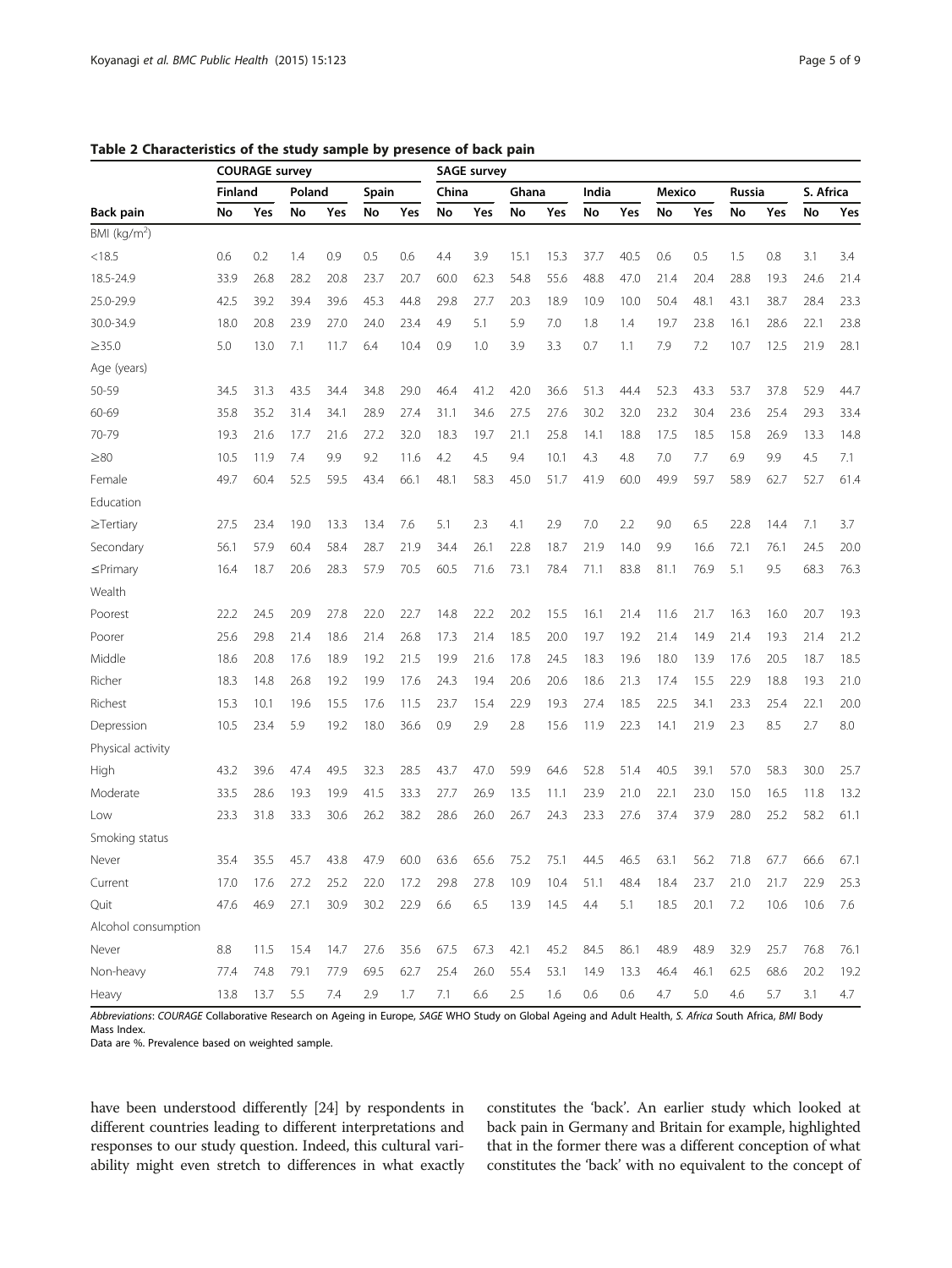**Table 2 Characteristics of the study sample by presence of back pain**

| | COURAGE survey | | | | | | SAGE survey | | | | | | | | | | | |
|---|---|---|---|---|---|---|---|---|---|---|---|---|---|---|---|---|---|---|
| | Finland | | Poland | | Spain | | China | | Ghana | | India | | Mexico | | Russia | | S. Africa | |
| Back pain | No | Yes | No | Yes | No | Yes | No | Yes | No | Yes | No | Yes | No | Yes | No | Yes | No | Yes |
| BMI (kg/m$^2$) | | | | | | | | | | | | | | | | | | |
| <18.5 | 0.6 | 0.2 | 1.4 | 0.9 | 0.5 | 0.6 | 4.4 | 3.9 | 15.1 | 15.3 | 37.7 | 40.5 | 0.6 | 0.5 | 1.5 | 0.8 | 3.1 | 3.4 |
| 18.5-24.9 | 33.9 | 26.8 | 28.2 | 20.8 | 23.7 | 20.7 | 60.0 | 62.3 | 54.8 | 55.6 | 48.8 | 47.0 | 21.4 | 20.4 | 28.8 | 19.3 | 24.6 | 21.4 |
| 25.0-29.9 | 42.5 | 39.2 | 39.4 | 39.6 | 45.3 | 44.8 | 29.8 | 27.7 | 20.3 | 18.9 | 10.9 | 10.0 | 50.4 | 48.1 | 43.1 | 38.7 | 28.4 | 23.3 |
| 30.0-34.9 | 18.0 | 20.8 | 23.9 | 27.0 | 24.0 | 23.4 | 4.9 | 5.1 | 5.9 | 7.0 | 1.8 | 1.4 | 19.7 | 23.8 | 16.1 | 28.6 | 22.1 | 23.8 |
| ≥35.0 | 5.0 | 13.0 | 7.1 | 11.7 | 6.4 | 10.4 | 0.9 | 1.0 | 3.9 | 3.3 | 0.7 | 1.1 | 7.9 | 7.2 | 10.7 | 12.5 | 21.9 | 28.1 |
| Age (years) | | | | | | | | | | | | | | | | | | |
| 50-59 | 34.5 | 31.3 | 43.5 | 34.4 | 34.8 | 29.0 | 46.4 | 41.2 | 42.0 | 36.6 | 51.3 | 44.4 | 52.3 | 43.3 | 53.7 | 37.8 | 52.9 | 44.7 |
| 60-69 | 35.8 | 35.2 | 31.4 | 34.1 | 28.9 | 27.4 | 31.1 | 34.6 | 27.5 | 27.6 | 30.2 | 32.0 | 23.2 | 30.4 | 23.6 | 25.4 | 29.3 | 33.4 |
| 70-79 | 19.3 | 21.6 | 17.7 | 21.6 | 27.2 | 32.0 | 18.3 | 19.7 | 21.1 | 25.8 | 14.1 | 18.8 | 17.5 | 18.5 | 15.8 | 26.9 | 13.3 | 14.8 |
| ≥80 | 10.5 | 11.9 | 7.4 | 9.9 | 9.2 | 11.6 | 4.2 | 4.5 | 9.4 | 10.1 | 4.3 | 4.8 | 7.0 | 7.7 | 6.9 | 9.9 | 4.5 | 7.1 |
| Female | 49.7 | 60.4 | 52.5 | 59.5 | 43.4 | 66.1 | 48.1 | 58.3 | 45.0 | 51.7 | 41.9 | 60.0 | 49.9 | 59.7 | 58.9 | 62.7 | 52.7 | 61.4 |
| Education | | | | | | | | | | | | | | | | | | |
| ≥Tertiary | 27.5 | 23.4 | 19.0 | 13.3 | 13.4 | 7.6 | 5.1 | 2.3 | 4.1 | 2.9 | 7.0 | 2.2 | 9.0 | 6.5 | 22.8 | 14.4 | 7.1 | 3.7 |
| Secondary | 56.1 | 57.9 | 60.4 | 58.4 | 28.7 | 21.9 | 34.4 | 26.1 | 22.8 | 18.7 | 21.9 | 14.0 | 9.9 | 16.6 | 72.1 | 76.1 | 24.5 | 20.0 |
| ≤Primary | 16.4 | 18.7 | 20.6 | 28.3 | 57.9 | 70.5 | 60.5 | 71.6 | 73.1 | 78.4 | 71.1 | 83.8 | 81.1 | 76.9 | 5.1 | 9.5 | 68.3 | 76.3 |
| Wealth | | | | | | | | | | | | | | | | | | |
| Poorest | 22.2 | 24.5 | 20.9 | 27.8 | 22.0 | 22.7 | 14.8 | 22.2 | 20.2 | 15.5 | 16.1 | 21.4 | 11.6 | 21.7 | 16.3 | 16.0 | 20.7 | 19.3 |
| Poorer | 25.6 | 29.8 | 21.4 | 18.6 | 21.4 | 26.8 | 17.3 | 21.4 | 18.5 | 20.0 | 19.7 | 19.2 | 21.4 | 14.9 | 21.4 | 19.3 | 21.4 | 21.2 |
| Middle | 18.6 | 20.8 | 17.6 | 18.9 | 19.2 | 21.5 | 19.9 | 21.6 | 17.8 | 24.5 | 18.3 | 19.6 | 18.0 | 13.9 | 17.6 | 20.5 | 18.7 | 18.5 |
| Richer | 18.3 | 14.8 | 26.8 | 19.2 | 19.9 | 17.6 | 24.3 | 19.4 | 20.6 | 20.6 | 18.6 | 21.3 | 17.4 | 15.5 | 22.9 | 18.8 | 19.3 | 21.0 |
| Richest | 15.3 | 10.1 | 19.6 | 15.5 | 17.6 | 11.5 | 23.7 | 15.4 | 22.9 | 19.3 | 27.4 | 18.5 | 22.5 | 34.1 | 23.3 | 25.4 | 22.1 | 20.0 |
| Depression | 10.5 | 23.4 | 5.9 | 19.2 | 18.0 | 36.6 | 0.9 | 2.9 | 2.8 | 15.6 | 11.9 | 22.3 | 14.1 | 21.9 | 2.3 | 8.5 | 2.7 | 8.0 |
| Physical activity | | | | | | | | | | | | | | | | | | |
| High | 43.2 | 39.6 | 47.4 | 49.5 | 32.3 | 28.5 | 43.7 | 47.0 | 59.9 | 64.6 | 52.8 | 51.4 | 40.5 | 39.1 | 57.0 | 58.3 | 30.0 | 25.7 |
| Moderate | 33.5 | 28.6 | 19.3 | 19.9 | 41.5 | 33.3 | 27.7 | 26.9 | 13.5 | 11.1 | 23.9 | 21.0 | 22.1 | 23.0 | 15.0 | 16.5 | 11.8 | 13.2 |
| Low | 23.3 | 31.8 | 33.3 | 30.6 | 26.2 | 38.2 | 28.6 | 26.0 | 26.7 | 24.3 | 23.3 | 27.6 | 37.4 | 37.9 | 28.0 | 25.2 | 58.2 | 61.1 |
| Smoking status | | | | | | | | | | | | | | | | | | |
| Never | 35.4 | 35.5 | 45.7 | 43.8 | 47.9 | 60.0 | 63.6 | 65.6 | 75.2 | 75.1 | 44.5 | 46.5 | 63.1 | 56.2 | 71.8 | 67.7 | 66.6 | 67.1 |
| Current | 17.0 | 17.6 | 27.2 | 25.2 | 22.0 | 17.2 | 29.8 | 27.8 | 10.9 | 10.4 | 51.1 | 48.4 | 18.4 | 23.7 | 21.0 | 21.7 | 22.9 | 25.3 |
| Quit | 47.6 | 46.9 | 27.1 | 30.9 | 30.2 | 22.9 | 6.6 | 6.5 | 13.9 | 14.5 | 4.4 | 5.1 | 18.5 | 20.1 | 7.2 | 10.6 | 10.6 | 7.6 |
| Alcohol consumption | | | | | | | | | | | | | | | | | | |
| Never | 8.8 | 11.5 | 15.4 | 14.7 | 27.6 | 35.6 | 67.5 | 67.3 | 42.1 | 45.2 | 84.5 | 86.1 | 48.9 | 48.9 | 32.9 | 25.7 | 76.8 | 76.1 |
| Non-heavy | 77.4 | 74.8 | 79.1 | 77.9 | 69.5 | 62.7 | 25.4 | 26.0 | 55.4 | 53.1 | 14.9 | 13.3 | 46.4 | 46.1 | 62.5 | 68.6 | 20.2 | 19.2 |
| Heavy | 13.8 | 13.7 | 5.5 | 7.4 | 2.9 | 1.7 | 7.1 | 6.6 | 2.5 | 1.6 | 0.6 | 0.6 | 4.7 | 5.0 | 4.6 | 5.7 | 3.1 | 4.7 |

*Abbreviations*: *COURAGE* Collaborative Research on Ageing in Europe, *SAGE* WHO Study on Global Ageing and Adult Health, *S. Africa* South Africa, *BMI* Body Mass Index.
Data are %. Prevalence based on weighted sample.

have been understood differently [24] by respondents in different countries leading to different interpretations and responses to our study question. Indeed, this cultural variability might even stretch to differences in what exactly constitutes the 'back'. An earlier study which looked at back pain in Germany and Britain for example, highlighted that in the former there was a different conception of what constitutes the 'back' with no equivalent to the concept of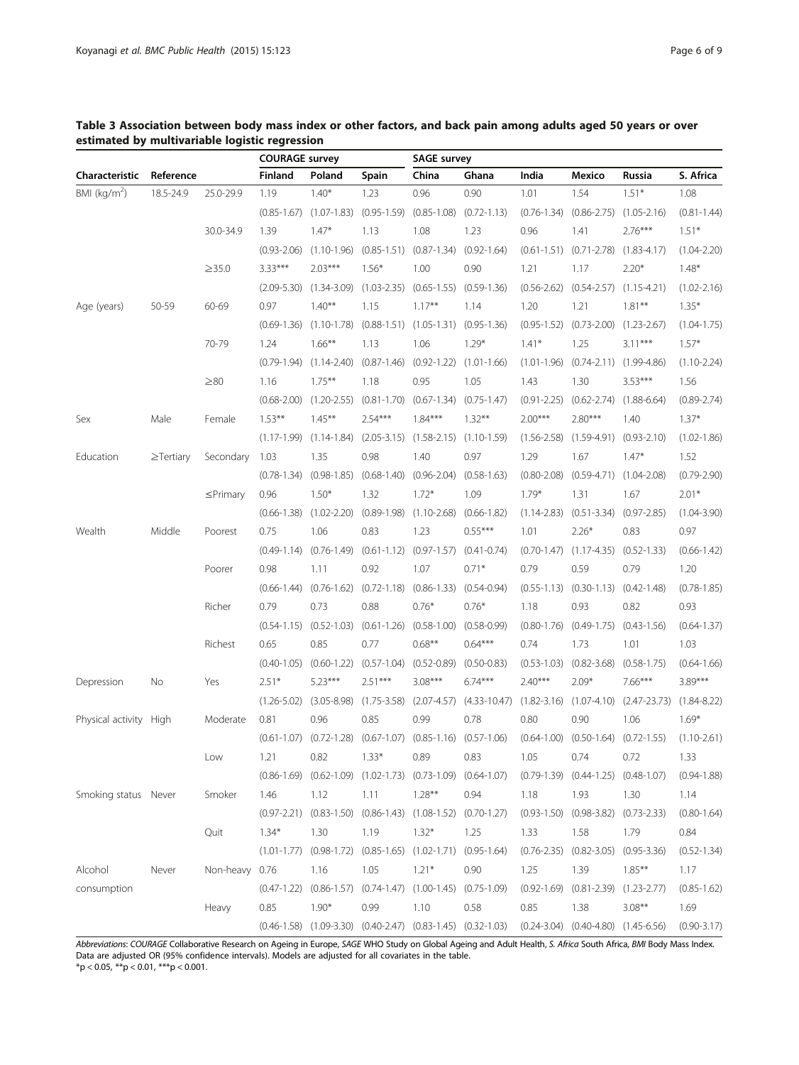**Table 3 Association between body mass index or other factors, and back pain among adults aged 50 years or over estimated by multivariable logistic regression**

| Characteristic | Reference | | COURAGE survey | | | SAGE survey | | | | | |
|---|---|---|---|---|---|---|---|---|---|---|---|
| | | | Finland | Poland | Spain | China | Ghana | India | Mexico | Russia | S. Africa |
| BMI (kg/m$^2$) | 18.5-24.9 | 25.0-29.9 | 1.19 | 1.40* | 1.23 | 0.96 | 0.90 | 1.01 | 1.54 | 1.51* | 1.08 |
| | | | (0.85-1.67) | (1.07-1.83) | (0.95-1.59) | (0.85-1.08) | (0.72-1.13) | (0.76-1.34) | (0.86-2.75) | (1.05-2.16) | (0.81-1.44) |
| | | 30.0-34.9 | 1.39 | 1.47* | 1.13 | 1.08 | 1.23 | 0.96 | 1.41 | 2.76*** | 1.51* |
| | | | (0.93-2.06) | (1.10-1.96) | (0.85-1.51) | (0.87-1.34) | (0.92-1.64) | (0.61-1.51) | (0.71-2.78) | (1.83-4.17) | (1.04-2.20) |
| | | ≥35.0 | 3.33*** | 2.03*** | 1.56* | 1.00 | 0.90 | 1.21 | 1.17 | 2.20* | 1.48* |
| | | | (2.09-5.30) | (1.34-3.09) | (1.03-2.35) | (0.65-1.55) | (0.59-1.36) | (0.56-2.62) | (0.54-2.57) | (1.15-4.21) | (1.02-2.16) |
| Age (years) | 50-59 | 60-69 | 0.97 | 1.40** | 1.15 | 1.17** | 1.14 | 1.20 | 1.21 | 1.81** | 1.35* |
| | | | (0.69-1.36) | (1.10-1.78) | (0.88-1.51) | (1.05-1.31) | (0.95-1.36) | (0.95-1.52) | (0.73-2.00) | (1.23-2.67) | (1.04-1.75) |
| | | 70-79 | 1.24 | 1.66** | 1.13 | 1.06 | 1.29* | 1.41* | 1.25 | 3.11*** | 1.57* |
| | | | (0.79-1.94) | (1.14-2.40) | (0.87-1.46) | (0.92-1.22) | (1.01-1.66) | (1.01-1.96) | (0.74-2.11) | (1.99-4.86) | (1.10-2.24) |
| | | ≥80 | 1.16 | 1.75** | 1.18 | 0.95 | 1.05 | 1.43 | 1.30 | 3.53*** | 1.56 |
| | | | (0.68-2.00) | (1.20-2.55) | (0.81-1.70) | (0.67-1.34) | (0.75-1.47) | (0.91-2.25) | (0.62-2.74) | (1.88-6.64) | (0.89-2.74) |
| Sex | Male | Female | 1.53** | 1.45** | 2.54*** | 1.84*** | 1.32** | 2.00*** | 2.80*** | 1.40 | 1.37* |
| | | | (1.17-1.99) | (1.14-1.84) | (2.05-3.15) | (1.58-2.15) | (1.10-1.59) | (1.56-2.58) | (1.59-4.91) | (0.93-2.10) | (1.02-1.86) |
| Education | ≥Tertiary | Secondary | 1.03 | 1.35 | 0.98 | 1.40 | 0.97 | 1.29 | 1.67 | 1.47* | 1.52 |
| | | | (0.78-1.34) | (0.98-1.85) | (0.68-1.40) | (0.96-2.04) | (0.58-1.63) | (0.80-2.08) | (0.59-4.71) | (1.04-2.08) | (0.79-2.90) |
| | | ≤Primary | 0.96 | 1.50* | 1.32 | 1.72* | 1.09 | 1.79* | 1.31 | 1.67 | 2.01* |
| | | | (0.66-1.38) | (1.02-2.20) | (0.89-1.98) | (1.10-2.68) | (0.66-1.82) | (1.14-2.83) | (0.51-3.34) | (0.97-2.85) | (1.04-3.90) |
| Wealth | Middle | Poorest | 0.75 | 1.06 | 0.83 | 1.23 | 0.55*** | 1.01 | 2.26* | 0.83 | 0.97 |
| | | | (0.49-1.14) | (0.76-1.49) | (0.61-1.12) | (0.97-1.57) | (0.41-0.74) | (0.70-1.47) | (1.17-4.35) | (0.52-1.33) | (0.66-1.42) |
| | | Poorer | 0.98 | 1.11 | 0.92 | 1.07 | 0.71* | 0.79 | 0.59 | 0.79 | 1.20 |
| | | | (0.66-1.44) | (0.76-1.62) | (0.72-1.18) | (0.86-1.33) | (0.54-0.94) | (0.55-1.13) | (0.30-1.13) | (0.42-1.48) | (0.78-1.85) |
| | | Richer | 0.79 | 0.73 | 0.88 | 0.76* | 0.76* | 1.18 | 0.93 | 0.82 | 0.93 |
| | | | (0.54-1.15) | (0.52-1.03) | (0.61-1.26) | (0.58-1.00) | (0.58-0.99) | (0.80-1.76) | (0.49-1.75) | (0.43-1.56) | (0.64-1.37) |
| | | Richest | 0.65 | 0.85 | 0.77 | 0.68** | 0.64*** | 0.74 | 1.73 | 1.01 | 1.03 |
| | | | (0.40-1.05) | (0.60-1.22) | (0.57-1.04) | (0.52-0.89) | (0.50-0.83) | (0.53-1.03) | (0.82-3.68) | (0.58-1.75) | (0.64-1.66) |
| Depression | No | Yes | 2.51* | 5.23*** | 2.51*** | 3.08*** | 6.74*** | 2.40*** | 2.09* | 7.66*** | 3.89*** |
| | | | (1.26-5.02) | (3.05-8.98) | (1.75-3.58) | (2.07-4.57) | (4.33-10.47) | (1.82-3.16) | (1.07-4.10) | (2.47-23.73) | (1.84-8.22) |
| Physical activity | High | Moderate | 0.81 | 0.96 | 0.85 | 0.99 | 0.78 | 0.80 | 0.90 | 1.06 | 1.69* |
| | | | (0.61-1.07) | (0.72-1.28) | (0.67-1.07) | (0.85-1.16) | (0.57-1.06) | (0.64-1.00) | (0.50-1.64) | (0.72-1.55) | (1.10-2.61) |
| | | Low | 1.21 | 0.82 | 1.33* | 0.89 | 0.83 | 1.05 | 0.74 | 0.72 | 1.33 |
| | | | (0.86-1.69) | (0.62-1.09) | (1.02-1.73) | (0.73-1.09) | (0.64-1.07) | (0.79-1.39) | (0.44-1.25) | (0.48-1.07) | (0.94-1.88) |
| Smoking status | Never | Smoker | 1.46 | 1.12 | 1.11 | 1.28** | 0.94 | 1.18 | 1.93 | 1.30 | 1.14 |
| | | | (0.97-2.21) | (0.83-1.50) | (0.86-1.43) | (1.08-1.52) | (0.70-1.27) | (0.93-1.50) | (0.98-3.82) | (0.73-2.33) | (0.80-1.64) |
| | | Quit | 1.34* | 1.30 | 1.19 | 1.32* | 1.25 | 1.33 | 1.58 | 1.79 | 0.84 |
| | | | (1.01-1.77) | (0.98-1.72) | (0.85-1.65) | (1.02-1.71) | (0.95-1.64) | (0.76-2.35) | (0.82-3.05) | (0.95-3.36) | (0.52-1.34) |
| Alcohol consumption | Never | Non-heavy | 0.76 | 1.16 | 1.05 | 1.21* | 0.90 | 1.25 | 1.39 | 1.85** | 1.17 |
| | | | (0.47-1.22) | (0.86-1.57) | (0.74-1.47) | (1.00-1.45) | (0.75-1.09) | (0.92-1.69) | (0.81-2.39) | (1.23-2.77) | (0.85-1.62) |
| | | Heavy | 0.85 | 1.90* | 0.99 | 1.10 | 0.58 | 0.85 | 1.38 | 3.08** | 1.69 |
| | | | (0.46-1.58) | (1.09-3.30) | (0.40-2.47) | (0.83-1.45) | (0.32-1.03) | (0.24-3.04) | (0.40-4.80) | (1.45-6.56) | (0.90-3.17) |

*Abbreviations*: *COURAGE* Collaborative Research on Ageing in Europe, *SAGE* WHO Study on Global Ageing and Adult Health, *S. Africa* South Africa, *BMI* Body Mass Index.
Data are adjusted OR (95% confidence intervals). Models are adjusted for all covariates in the table.
*$p < 0.05$, **$p < 0.01$, ***$p < 0.001$.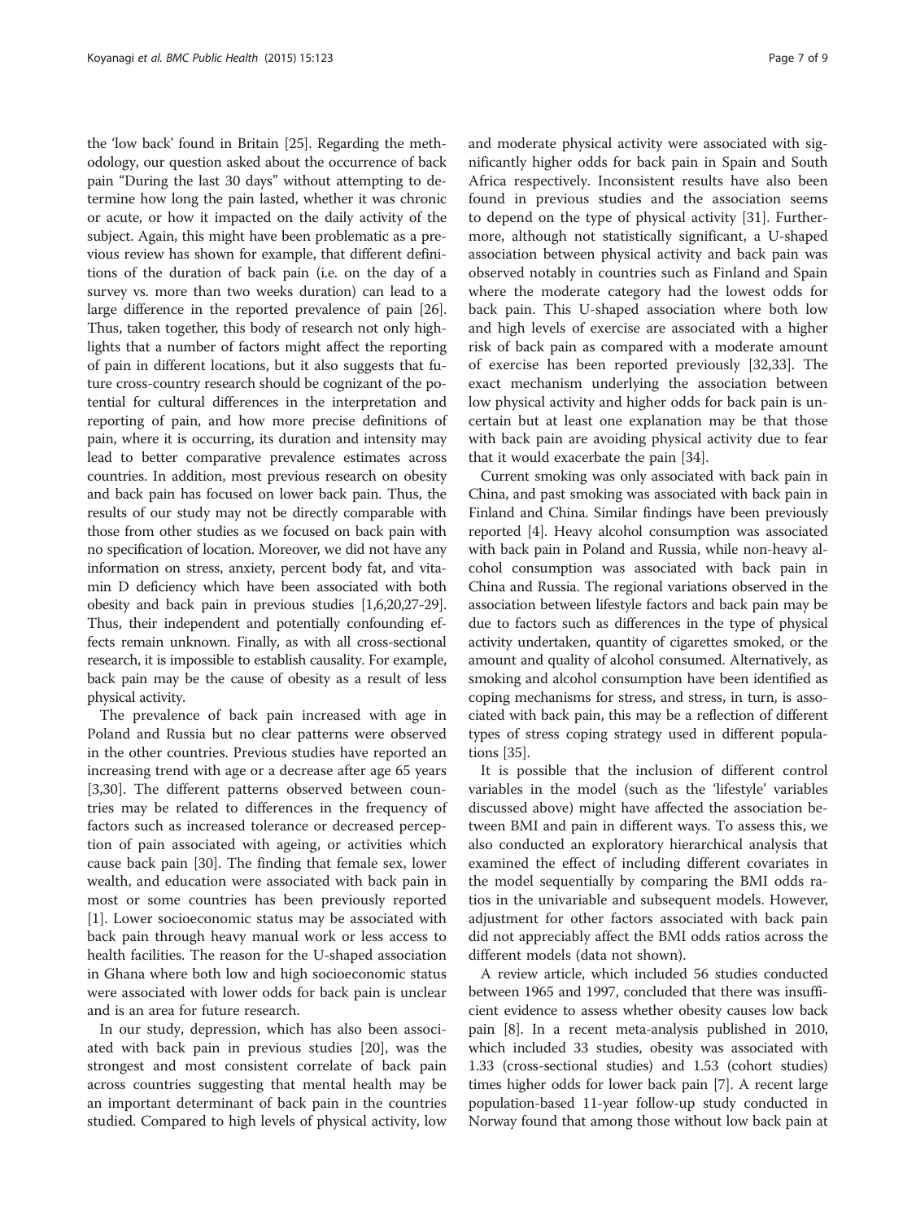the 'low back' found in Britain [25]. Regarding the methodology, our question asked about the occurrence of back pain "During the last 30 days" without attempting to determine how long the pain lasted, whether it was chronic or acute, or how it impacted on the daily activity of the subject. Again, this might have been problematic as a previous review has shown for example, that different definitions of the duration of back pain (i.e. on the day of a survey vs. more than two weeks duration) can lead to a large difference in the reported prevalence of pain [26]. Thus, taken together, this body of research not only highlights that a number of factors might affect the reporting of pain in different locations, but it also suggests that future cross-country research should be cognizant of the potential for cultural differences in the interpretation and reporting of pain, and how more precise definitions of pain, where it is occurring, its duration and intensity may lead to better comparative prevalence estimates across countries. In addition, most previous research on obesity and back pain has focused on lower back pain. Thus, the results of our study may not be directly comparable with those from other studies as we focused on back pain with no specification of location. Moreover, we did not have any information on stress, anxiety, percent body fat, and vitamin D deficiency which have been associated with both obesity and back pain in previous studies [1,6,20,27-29]. Thus, their independent and potentially confounding effects remain unknown. Finally, as with all cross-sectional research, it is impossible to establish causality. For example, back pain may be the cause of obesity as a result of less physical activity.

The prevalence of back pain increased with age in Poland and Russia but no clear patterns were observed in the other countries. Previous studies have reported an increasing trend with age or a decrease after age 65 years [3,30]. The different patterns observed between countries may be related to differences in the frequency of factors such as increased tolerance or decreased perception of pain associated with ageing, or activities which cause back pain [30]. The finding that female sex, lower wealth, and education were associated with back pain in most or some countries has been previously reported [1]. Lower socioeconomic status may be associated with back pain through heavy manual work or less access to health facilities. The reason for the U-shaped association in Ghana where both low and high socioeconomic status were associated with lower odds for back pain is unclear and is an area for future research.

In our study, depression, which has also been associated with back pain in previous studies [20], was the strongest and most consistent correlate of back pain across countries suggesting that mental health may be an important determinant of back pain in the countries studied. Compared to high levels of physical activity, low and moderate physical activity were associated with significantly higher odds for back pain in Spain and South Africa respectively. Inconsistent results have also been found in previous studies and the association seems to depend on the type of physical activity [31]. Furthermore, although not statistically significant, a U-shaped association between physical activity and back pain was observed notably in countries such as Finland and Spain where the moderate category had the lowest odds for back pain. This U-shaped association where both low and high levels of exercise are associated with a higher risk of back pain as compared with a moderate amount of exercise has been reported previously [32,33]. The exact mechanism underlying the association between low physical activity and higher odds for back pain is uncertain but at least one explanation may be that those with back pain are avoiding physical activity due to fear that it would exacerbate the pain [34].

Current smoking was only associated with back pain in China, and past smoking was associated with back pain in Finland and China. Similar findings have been previously reported [4]. Heavy alcohol consumption was associated with back pain in Poland and Russia, while non-heavy alcohol consumption was associated with back pain in China and Russia. The regional variations observed in the association between lifestyle factors and back pain may be due to factors such as differences in the type of physical activity undertaken, quantity of cigarettes smoked, or the amount and quality of alcohol consumed. Alternatively, as smoking and alcohol consumption have been identified as coping mechanisms for stress, and stress, in turn, is associated with back pain, this may be a reflection of different types of stress coping strategy used in different populations [35].

It is possible that the inclusion of different control variables in the model (such as the 'lifestyle' variables discussed above) might have affected the association between BMI and pain in different ways. To assess this, we also conducted an exploratory hierarchical analysis that examined the effect of including different covariates in the model sequentially by comparing the BMI odds ratios in the univariable and subsequent models. However, adjustment for other factors associated with back pain did not appreciably affect the BMI odds ratios across the different models (data not shown).

A review article, which included 56 studies conducted between 1965 and 1997, concluded that there was insufficient evidence to assess whether obesity causes low back pain [8]. In a recent meta-analysis published in 2010, which included 33 studies, obesity was associated with 1.33 (cross-sectional studies) and 1.53 (cohort studies) times higher odds for lower back pain [7]. A recent large population-based 11-year follow-up study conducted in Norway found that among those without low back pain at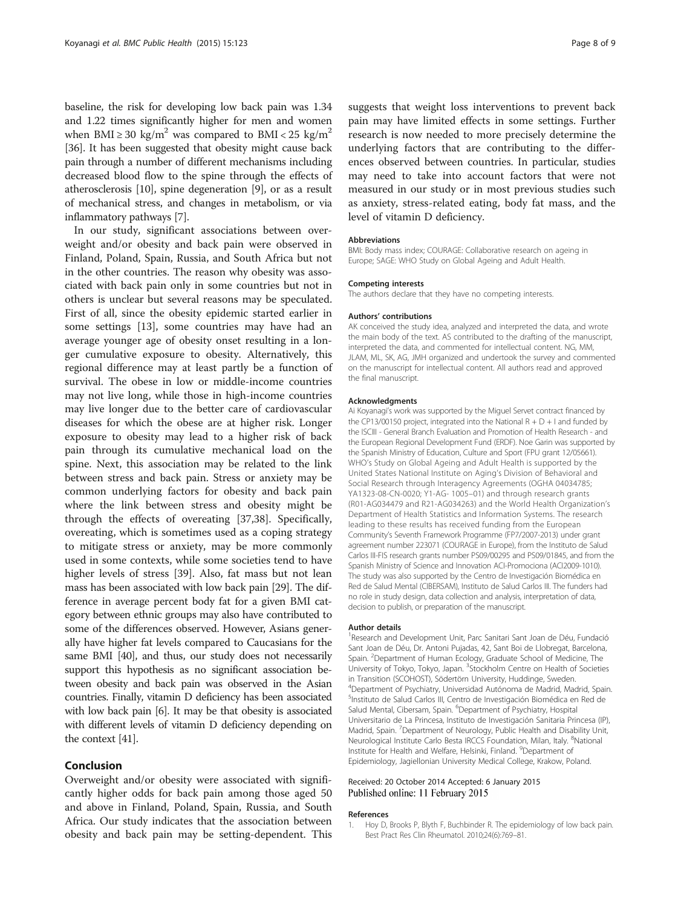baseline, the risk for developing low back pain was 1.34 and 1.22 times significantly higher for men and women when BMI ≥ 30 kg/m$^2$ was compared to BMI < 25 kg/m$^2$ [36]. It has been suggested that obesity might cause back pain through a number of different mechanisms including decreased blood flow to the spine through the effects of atherosclerosis [10], spine degeneration [9], or as a result of mechanical stress, and changes in metabolism, or via inflammatory pathways [7].

In our study, significant associations between overweight and/or obesity and back pain were observed in Finland, Poland, Spain, Russia, and South Africa but not in the other countries. The reason why obesity was associated with back pain only in some countries but not in others is unclear but several reasons may be speculated. First of all, since the obesity epidemic started earlier in some settings [13], some countries may have had an average younger age of obesity onset resulting in a longer cumulative exposure to obesity. Alternatively, this regional difference may at least partly be a function of survival. The obese in low or middle-income countries may not live long, while those in high-income countries may live longer due to the better care of cardiovascular diseases for which the obese are at higher risk. Longer exposure to obesity may lead to a higher risk of back pain through its cumulative mechanical load on the spine. Next, this association may be related to the link between stress and back pain. Stress or anxiety may be common underlying factors for obesity and back pain where the link between stress and obesity might be through the effects of overeating [37,38]. Specifically, overeating, which is sometimes used as a coping strategy to mitigate stress or anxiety, may be more commonly used in some contexts, while some societies tend to have higher levels of stress [39]. Also, fat mass but not lean mass has been associated with low back pain [29]. The difference in average percent body fat for a given BMI category between ethnic groups may also have contributed to some of the differences observed. However, Asians generally have higher fat levels compared to Caucasians for the same BMI [40], and thus, our study does not necessarily support this hypothesis as no significant association between obesity and back pain was observed in the Asian countries. Finally, vitamin D deficiency has been associated with low back pain [6]. It may be that obesity is associated with different levels of vitamin D deficiency depending on the context [41].

## Conclusion

Overweight and/or obesity were associated with significantly higher odds for back pain among those aged 50 and above in Finland, Poland, Spain, Russia, and South Africa. Our study indicates that the association between obesity and back pain may be setting-dependent. This suggests that weight loss interventions to prevent back pain may have limited effects in some settings. Further research is now needed to more precisely determine the underlying factors that are contributing to the differences observed between countries. In particular, studies may need to take into account factors that were not measured in our study or in most previous studies such as anxiety, stress-related eating, body fat mass, and the level of vitamin D deficiency.

#### Abbreviations

BMI: Body mass index; COURAGE: Collaborative research on ageing in Europe; SAGE: WHO Study on Global Ageing and Adult Health.

#### Competing interests

The authors declare that they have no competing interests.

#### Authors' contributions

AK conceived the study idea, analyzed and interpreted the data, and wrote the main body of the text. AS contributed to the drafting of the manuscript, interpreted the data, and commented for intellectual content. NG, MM, JLAM, ML, SK, AG, JMH organized and undertook the survey and commented on the manuscript for intellectual content. All authors read and approved the final manuscript.

#### Acknowledgments

Ai Koyanagi's work was supported by the Miguel Servet contract financed by the CP13/00150 project, integrated into the National R + D + I and funded by the ISCIII - General Branch Evaluation and Promotion of Health Research - and the European Regional Development Fund (ERDF). Noe Garin was supported by the Spanish Ministry of Education, Culture and Sport (FPU grant 12/05661). WHO's Study on Global Ageing and Adult Health is supported by the United States National Institute on Aging's Division of Behavioral and Social Research through Interagency Agreements (OGHA 04034785; YA1323-08-CN-0020; Y1-AG- 1005–01) and through research grants (R01-AG034479 and R21-AG034263) and the World Health Organization's Department of Health Statistics and Information Systems. The research leading to these results has received funding from the European Community's Seventh Framework Programme (FP7/2007-2013) under grant agreement number 223071 (COURAGE in Europe), from the Instituto de Salud Carlos III-FIS research grants number PS09/00295 and PS09/01845, and from the Spanish Ministry of Science and Innovation ACI-Promociona (ACI2009-1010). The study was also supported by the Centro de Investigación Biomédica en Red de Salud Mental (CIBERSAM), Instituto de Salud Carlos III. The funders had no role in study design, data collection and analysis, interpretation of data, decision to publish, or preparation of the manuscript.

#### Author details

[1]Research and Development Unit, Parc Sanitari Sant Joan de Déu, Fundació Sant Joan de Déu, Dr. Antoni Pujadas, 42, Sant Boi de Llobregat, Barcelona, Spain. [2]Department of Human Ecology, Graduate School of Medicine, The University of Tokyo, Tokyo, Japan. [3]Stockholm Centre on Health of Societies in Transition (SCOHOST), Södertörn University, Huddinge, Sweden. [4]Department of Psychiatry, Universidad Autónoma de Madrid, Madrid, Spain. [5]Instituto de Salud Carlos III, Centro de Investigación Biomédica en Red de Salud Mental, Cibersam, Spain. [6]Department of Psychiatry, Hospital Universitario de La Princesa, Instituto de Investigación Sanitaria Princesa (IP), Madrid, Spain. [7]Department of Neurology, Public Health and Disability Unit, Neurological Institute Carlo Besta IRCCS Foundation, Milan, Italy. [8]National Institute for Health and Welfare, Helsinki, Finland. [9]Department of Epidemiology, Jagiellonian University Medical College, Krakow, Poland.

Received: 20 October 2014 Accepted: 6 January 2015
Published online: 11 February 2015

#### References

1. Hoy D, Brooks P, Blyth F, Buchbinder R. The epidemiology of low back pain. Best Pract Res Clin Rheumatol. 2010;24(6):769–81.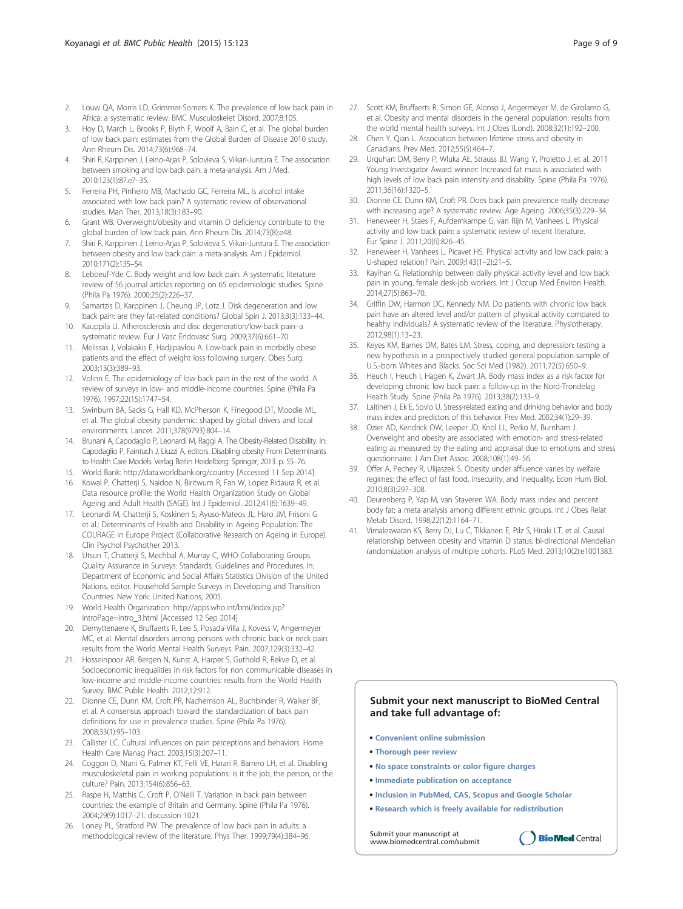2. Louw QA, Morris LD, Grimmer-Somers K. The prevalence of low back pain in Africa: a systematic review. BMC Musculoskelet Disord. 2007;8:105.
3. Hoy D, March L, Brooks P, Blyth F, Woolf A, Bain C, et al. The global burden of low back pain: estimates from the Global Burden of Disease 2010 study. Ann Rheum Dis. 2014;73(6):968–74.
4. Shiri R, Karppinen J, Leino-Arjas P, Solovieva S, Viikari-Juntura E. The association between smoking and low back pain: a meta-analysis. Am J Med. 2010;123(1):87.e7–35.
5. Ferreira PH, Pinheiro MB, Machado GC, Ferreira ML. Is alcohol intake associated with low back pain? A systematic review of observational studies. Man Ther. 2013;18(3):183–90.
6. Grant WB. Overweight/obesity and vitamin D deficiency contribute to the global burden of low back pain. Ann Rheum Dis. 2014;73(8):e48.
7. Shiri R, Karppinen J, Leino-Arjas P, Solovieva S, Viikari-Juntura E. The association between obesity and low back pain: a meta-analysis. Am J Epidemiol. 2010;171(2):135–54.
8. Leboeuf-Yde C. Body weight and low back pain. A systematic literature review of 56 journal articles reporting on 65 epidemiologic studies. Spine (Phila Pa 1976). 2000;25(2):226–37.
9. Samartzis D, Karppinen J, Cheung JP, Lotz J. Disk degeneration and low back pain: are they fat-related conditions? Global Spin J. 2013;3(3):133–44.
10. Kauppila LI. Atherosclerosis and disc degeneration/low-back pain–a systematic review. Eur J Vasc Endovasc Surg. 2009;37(6):661–70.
11. Melissas J, Volakakis E, Hadjipavlou A. Low-back pain in morbidly obese patients and the effect of weight loss following surgery. Obes Surg. 2003;13(3):389–93.
12. Volinn E. The epidemiology of low back pain in the rest of the world. A review of surveys in low- and middle-income countries. Spine (Phila Pa 1976). 1997;22(15):1747–54.
13. Swinburn BA, Sacks G, Hall KD, McPherson K, Finegood DT, Moodie ML, et al. The global obesity pandemic: shaped by global drivers and local environments. Lancet. 2011;378(9793):804–14.
14. Brunani A, Capodaglio P, Leonardi M, Raggi A. The Obesity-Related Disability. In: Capodaglio P, Faintuch J, Liuzzi A, editors. Disabling obesity From Determinants to Health Care Models. Verlag Berlin Heidelberg: Springer; 2013. p. 55–76.
15. World Bank: http://data.worldbank.org/country [Accessed 11 Sep 2014]
16. Kowal P, Chatterji S, Naidoo N, Biritwum R, Fan W, Lopez Ridaura R, et al. Data resource profile: the World Health Organization Study on Global Ageing and Adult Health (SAGE). Int J Epidemiol. 2012;41(6):1639–49.
17. Leonardi M, Chatterji S, Koskinen S, Ayuso-Mateos JL, Haro JM, Frisoni G et al.: Determinants of Health and Disability in Ageing Population: The COURAGE in Europe Project (Collaborative Research on Ageing in Europe). Clin Psychol Psychother 2013.
18. Utsun T, Chatterji S, Mechbal A, Murray C, WHO Collaborating Groups. Quality Assurance in Surveys: Standards, Guidelines and Procedures. In: Department of Economic and Social Affairs Statistics Division of the United Nations, editor. Household Sample Surveys in Developing and Transition Countries. New York: United Nations; 2005.
19. World Health Organization: http://apps.who.int/bmi/index.jsp?introPage=intro_3.html [Accessed 12 Sep 2014]
20. Demyttenaere K, Bruffaerts R, Lee S, Posada-Villa J, Kovess V, Angermeyer MC, et al. Mental disorders among persons with chronic back or neck pain: results from the World Mental Health Surveys. Pain. 2007;129(3):332–42.
21. Hosseinpoor AR, Bergen N, Kunst A, Harper S, Guthold R, Rekve D, et al. Socioeconomic inequalities in risk factors for non communicable diseases in low-income and middle-income countries: results from the World Health Survey. BMC Public Health. 2012;12:912.
22. Dionne CE, Dunn KM, Croft PR, Nachemson AL, Buchbinder R, Walker BF, et al. A consensus approach toward the standardization of back pain definitions for use in prevalence studies. Spine (Phila Pa 1976). 2008;33(1):95–103.
23. Callister LC. Cultural influences on pain perceptions and behaviors. Home Health Care Manag Pract. 2003;15(3):207–11.
24. Coggon D, Ntani G, Palmer KT, Felli VE, Harari R, Barrero LH, et al. Disabling musculoskeletal pain in working populations: is it the job, the person, or the culture? Pain. 2013;154(6):856–63.
25. Raspe H, Matthis C, Croft P, O'Neill T. Variation in back pain between countries: the example of Britain and Germany. Spine (Phila Pa 1976). 2004;29(9):1017–21. discussion 1021.
26. Loney PL, Stratford PW. The prevalence of low back pain in adults: a methodological review of the literature. Phys Ther. 1999;79(4):384–96.
27. Scott KM, Bruffaerts R, Simon GE, Alonso J, Angermeyer M, de Girolamo G, et al. Obesity and mental disorders in the general population: results from the world mental health surveys. Int J Obes (Lond). 2008;32(1):192–200.
28. Chen Y, Qian L. Association between lifetime stress and obesity in Canadians. Prev Med. 2012;55(5):464–7.
29. Urquhart DM, Berry P, Wluka AE, Strauss BJ, Wang Y, Proietto J, et al. 2011 Young Investigator Award winner: Increased fat mass is associated with high levels of low back pain intensity and disability. Spine (Phila Pa 1976). 2011;36(16):1320–5.
30. Dionne CE, Dunn KM, Croft PR. Does back pain prevalence really decrease with increasing age? A systematic review. Age Ageing. 2006;35(3):229–34.
31. Heneweer H, Staes F, Aufdemkampe G, van Rijn M, Vanhees L. Physical activity and low back pain: a systematic review of recent literature. Eur Spine J. 2011;20(6):826–45.
32. Heneweer H, Vanhees L, Picavet HS. Physical activity and low back pain: a U-shaped relation? Pain. 2009;143(1–2):21–5.
33. Kayihan G. Relationship between daily physical activity level and low back pain in young, female desk-job workers. Int J Occup Med Environ Health. 2014;27(5):863–70.
34. Griffin DW, Harmon DC, Kennedy NM. Do patients with chronic low back pain have an altered level and/or pattern of physical activity compared to healthy individuals? A systematic review of the literature. Physiotherapy. 2012;98(1):13–23.
35. Keyes KM, Barnes DM, Bates LM. Stress, coping, and depression: testing a new hypothesis in a prospectively studied general population sample of U.S.-born Whites and Blacks. Soc Sci Med (1982). 2011;72(5):650–9.
36. Heuch I, Heuch I, Hagen K, Zwart JA. Body mass index as a risk factor for developing chronic low back pain: a follow-up in the Nord-Trondelag Health Study. Spine (Phila Pa 1976). 2013;38(2):133–9.
37. Laitinen J, Ek E, Sovio U. Stress-related eating and drinking behavior and body mass index and predictors of this behavior. Prev Med. 2002;34(1):29–39.
38. Ozier AD, Kendrick OW, Leeper JD, Knol LL, Perko M, Burnham J. Overweight and obesity are associated with emotion- and stress-related eating as measured by the eating and appraisal due to emotions and stress questionnaire. J Am Diet Assoc. 2008;108(1):49–56.
39. Offer A, Pechey R, Ulijaszek S. Obesity under affluence varies by welfare regimes: the effect of fast food, insecurity, and inequality. Econ Hum Biol. 2010;8(3):297–308.
40. Deurenberg P, Yap M, van Staveren WA. Body mass index and percent body fat: a meta analysis among different ethnic groups. Int J Obes Relat Metab Disord. 1998;22(12):1164–71.
41. Vimaleswaran KS, Berry DJ, Lu C, Tikkanen E, Pilz S, Hiraki LT, et al. Causal relationship between obesity and vitamin D status: bi-directional Mendelian randomization analysis of multiple cohorts. PLoS Med. 2013;10(2):e1001383.

**Submit your next manuscript to BioMed Central and take full advantage of:**

- **Convenient online submission**
- **Thorough peer review**
- **No space constraints or color figure charges**
- **Immediate publication on acceptance**
- **Inclusion in PubMed, CAS, Scopus and Google Scholar**
- **Research which is freely available for redistribution**

Submit your manuscript at
www.biomedcentral.com/submit

BioMed Central